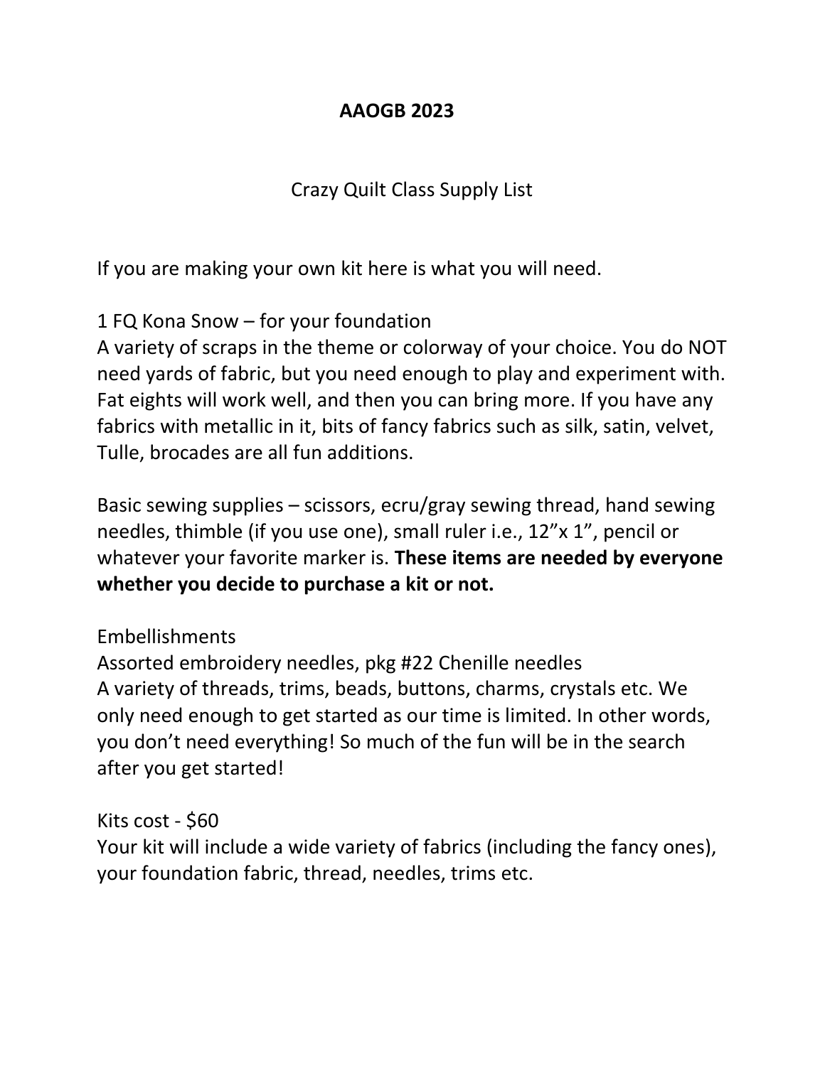# AAOGB 2023

## Crazy Quilt Class Supply List

If you are making your own kit here is what you will need.

1 FQ Kona Snow – for your foundation
A variety of scraps in the theme or colorway of your choice. You do NOT need yards of fabric, but you need enough to play and experiment with. Fat eights will work well, and then you can bring more. If you have any fabrics with metallic in it, bits of fancy fabrics such as silk, satin, velvet, Tulle, brocades are all fun additions.

Basic sewing supplies – scissors, ecru/gray sewing thread, hand sewing needles, thimble (if you use one), small ruler i.e., 12"x 1", pencil or whatever your favorite marker is. **These items are needed by everyone whether you decide to purchase a kit or not.**

Embellishments
Assorted embroidery needles, pkg #22 Chenille needles
A variety of threads, trims, beads, buttons, charms, crystals etc. We only need enough to get started as our time is limited. In other words, you don't need everything! So much of the fun will be in the search after you get started!

Kits cost - $60
Your kit will include a wide variety of fabrics (including the fancy ones), your foundation fabric, thread, needles, trims etc.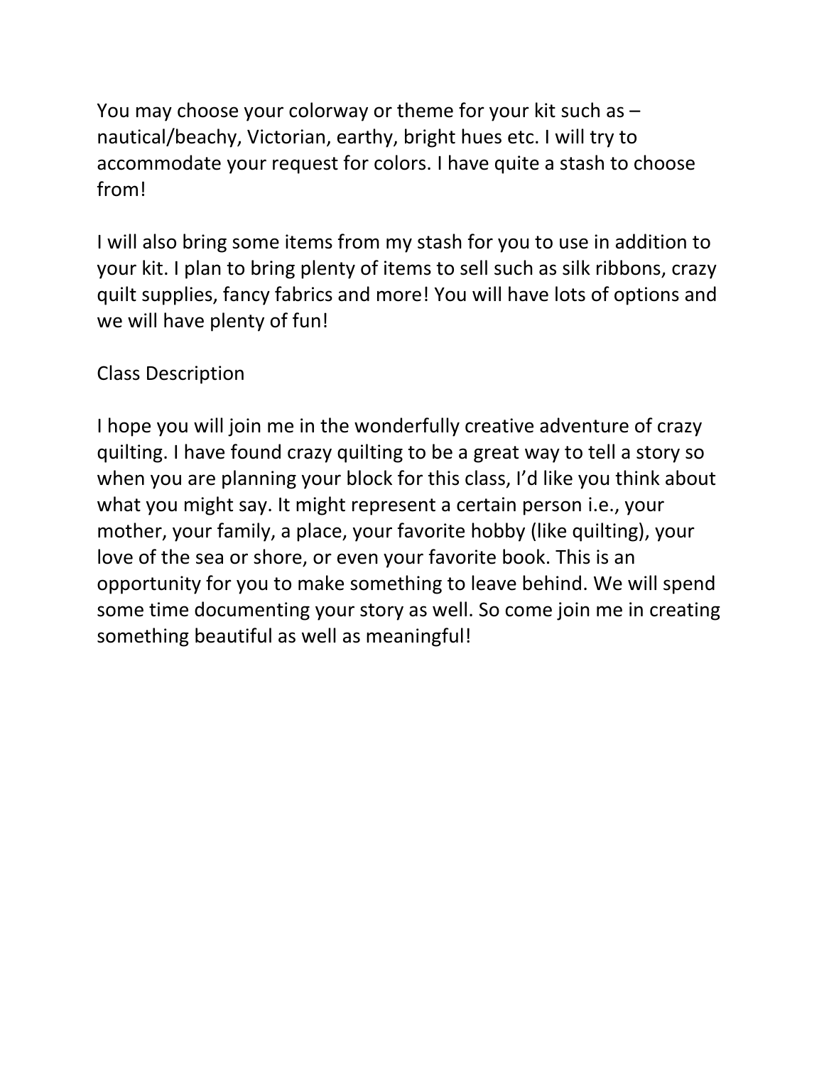You may choose your colorway or theme for your kit such as – nautical/beachy, Victorian, earthy, bright hues etc. I will try to accommodate your request for colors. I have quite a stash to choose from!

I will also bring some items from my stash for you to use in addition to your kit. I plan to bring plenty of items to sell such as silk ribbons, crazy quilt supplies, fancy fabrics and more! You will have lots of options and we will have plenty of fun!

Class Description

I hope you will join me in the wonderfully creative adventure of crazy quilting. I have found crazy quilting to be a great way to tell a story so when you are planning your block for this class, I'd like you think about what you might say. It might represent a certain person i.e., your mother, your family, a place, your favorite hobby (like quilting), your love of the sea or shore, or even your favorite book. This is an opportunity for you to make something to leave behind. We will spend some time documenting your story as well. So come join me in creating something beautiful as well as meaningful!